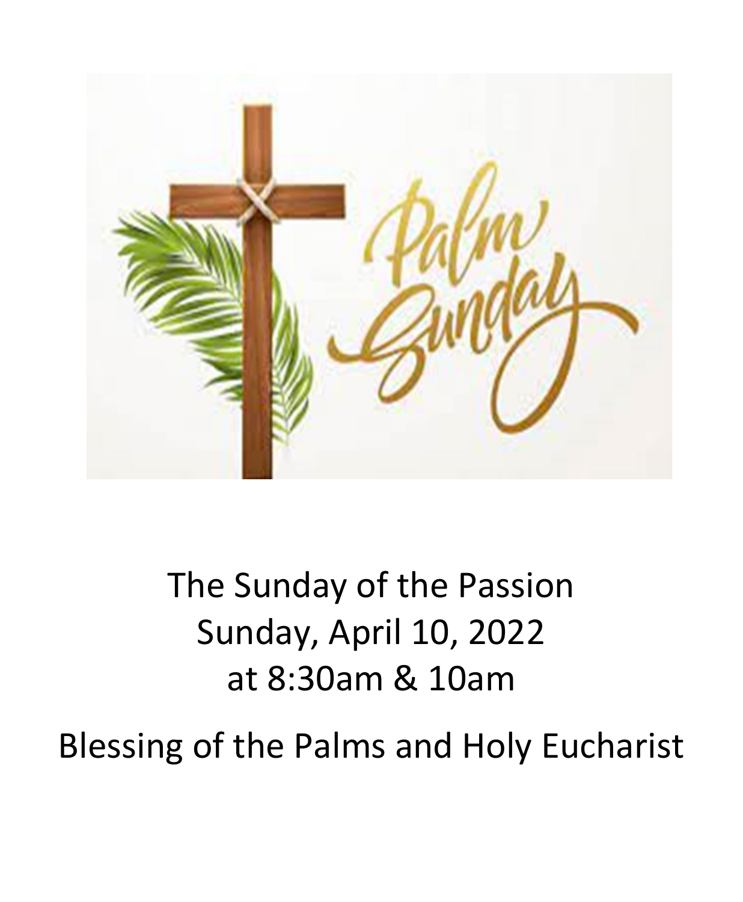The Sunday of the Passion
Sunday, April 10, 2022
at 8:30am & 10am

Blessing of the Palms and Holy Eucharist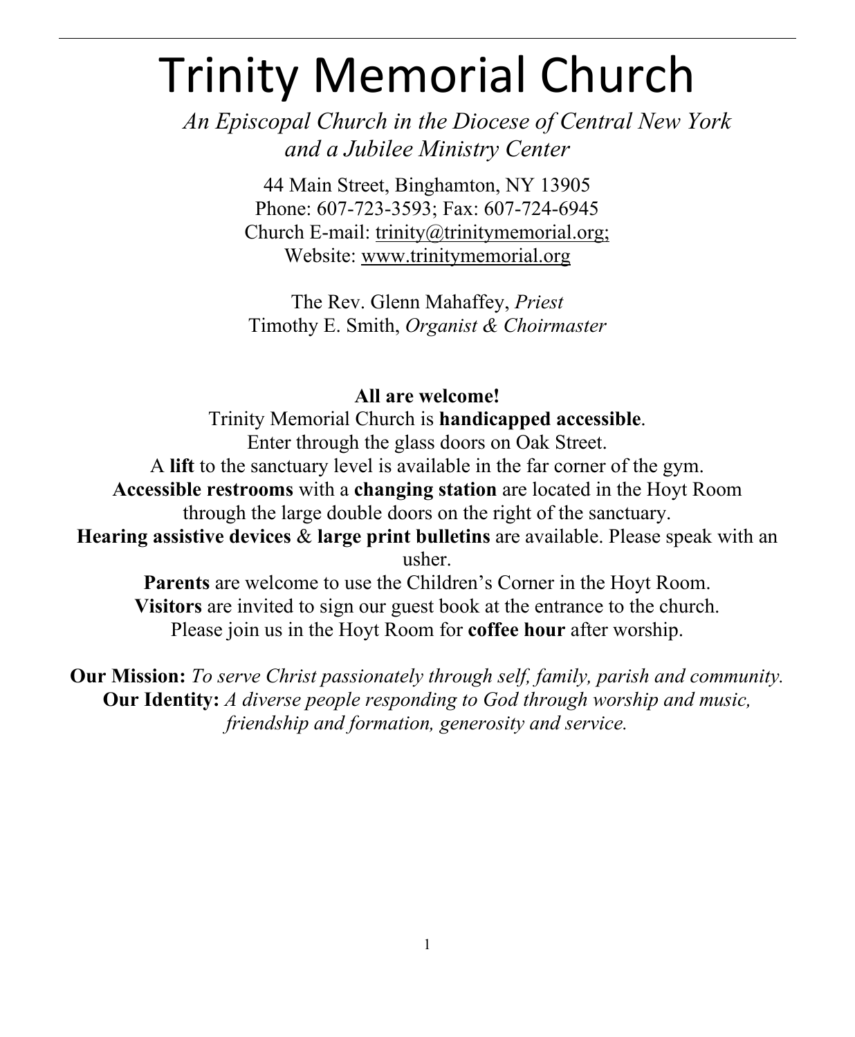# Trinity Memorial Church

*An Episcopal Church in the Diocese of Central New York*
*and a Jubilee Ministry Center*

44 Main Street, Binghamton, NY 13905
Phone: 607-723-3593; Fax: 607-724-6945
Church E-mail: trinity@trinitymemorial.org;
Website: www.trinitymemorial.org

The Rev. Glenn Mahaffey, *Priest*
Timothy E. Smith, *Organist & Choirmaster*

**All are welcome!**

Trinity Memorial Church is **handicapped accessible**.
Enter through the glass doors on Oak Street.
A **lift** to the sanctuary level is available in the far corner of the gym.
**Accessible restrooms** with a **changing station** are located in the Hoyt Room through the large double doors on the right of the sanctuary.
**Hearing assistive devices** & **large print bulletins** are available. Please speak with an usher.
**Parents** are welcome to use the Children's Corner in the Hoyt Room.
**Visitors** are invited to sign our guest book at the entrance to the church.
Please join us in the Hoyt Room for **coffee hour** after worship.

**Our Mission:** *To serve Christ passionately through self, family, parish and community.*
**Our Identity:** *A diverse people responding to God through worship and music, friendship and formation, generosity and service.*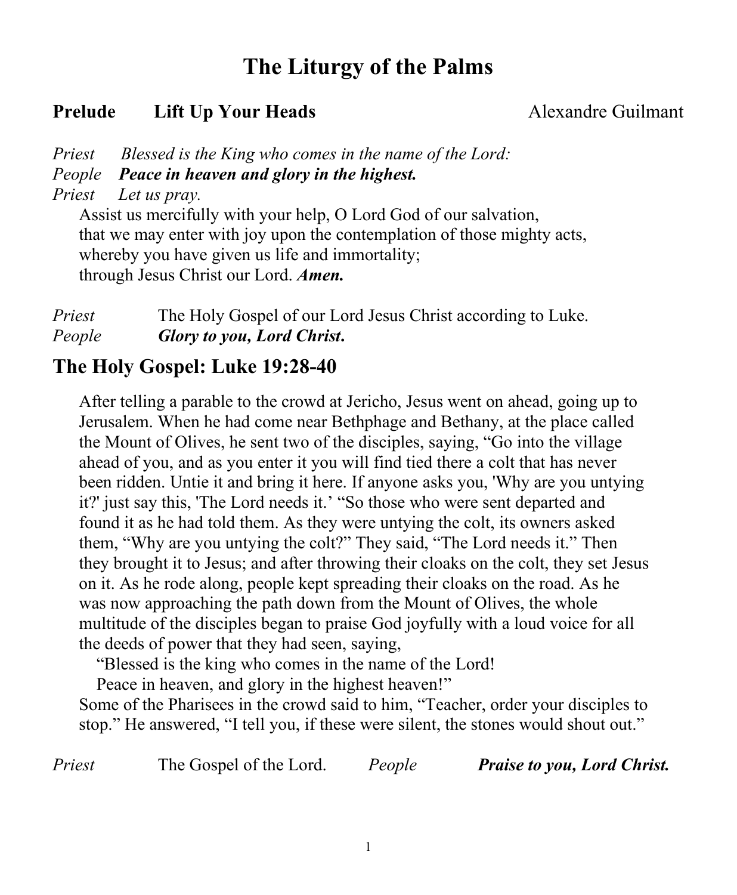# The Liturgy of the Palms

**Prelude** **Lift Up Your Heads** Alexandre Guilmant

*Priest* *Blessed is the King who comes in the name of the Lord:*
*People* ***Peace in heaven and glory in the highest.***
*Priest* *Let us pray.*

Assist us mercifully with your help, O Lord God of our salvation,
that we may enter with joy upon the contemplation of those mighty acts,
whereby you have given us life and immortality;
through Jesus Christ our Lord. ***Amen.***

*Priest* The Holy Gospel of our Lord Jesus Christ according to Luke.
*People* ***Glory to you, Lord Christ.***

## The Holy Gospel: Luke 19:28-40

After telling a parable to the crowd at Jericho, Jesus went on ahead, going up to Jerusalem. When he had come near Bethphage and Bethany, at the place called the Mount of Olives, he sent two of the disciples, saying, “Go into the village ahead of you, and as you enter it you will find tied there a colt that has never been ridden. Untie it and bring it here. If anyone asks you, 'Why are you untying it?' just say this, 'The Lord needs it.’ “So those who were sent departed and found it as he had told them. As they were untying the colt, its owners asked them, “Why are you untying the colt?” They said, “The Lord needs it.” Then they brought it to Jesus; and after throwing their cloaks on the colt, they set Jesus on it. As he rode along, people kept spreading their cloaks on the road. As he was now approaching the path down from the Mount of Olives, the whole multitude of the disciples began to praise God joyfully with a loud voice for all the deeds of power that they had seen, saying,

“Blessed is the king who comes in the name of the Lord!
Peace in heaven, and glory in the highest heaven!”

Some of the Pharisees in the crowd said to him, “Teacher, order your disciples to stop.” He answered, “I tell you, if these were silent, the stones would shout out.”

*Priest* The Gospel of the Lord. *People* ***Praise to you, Lord Christ.***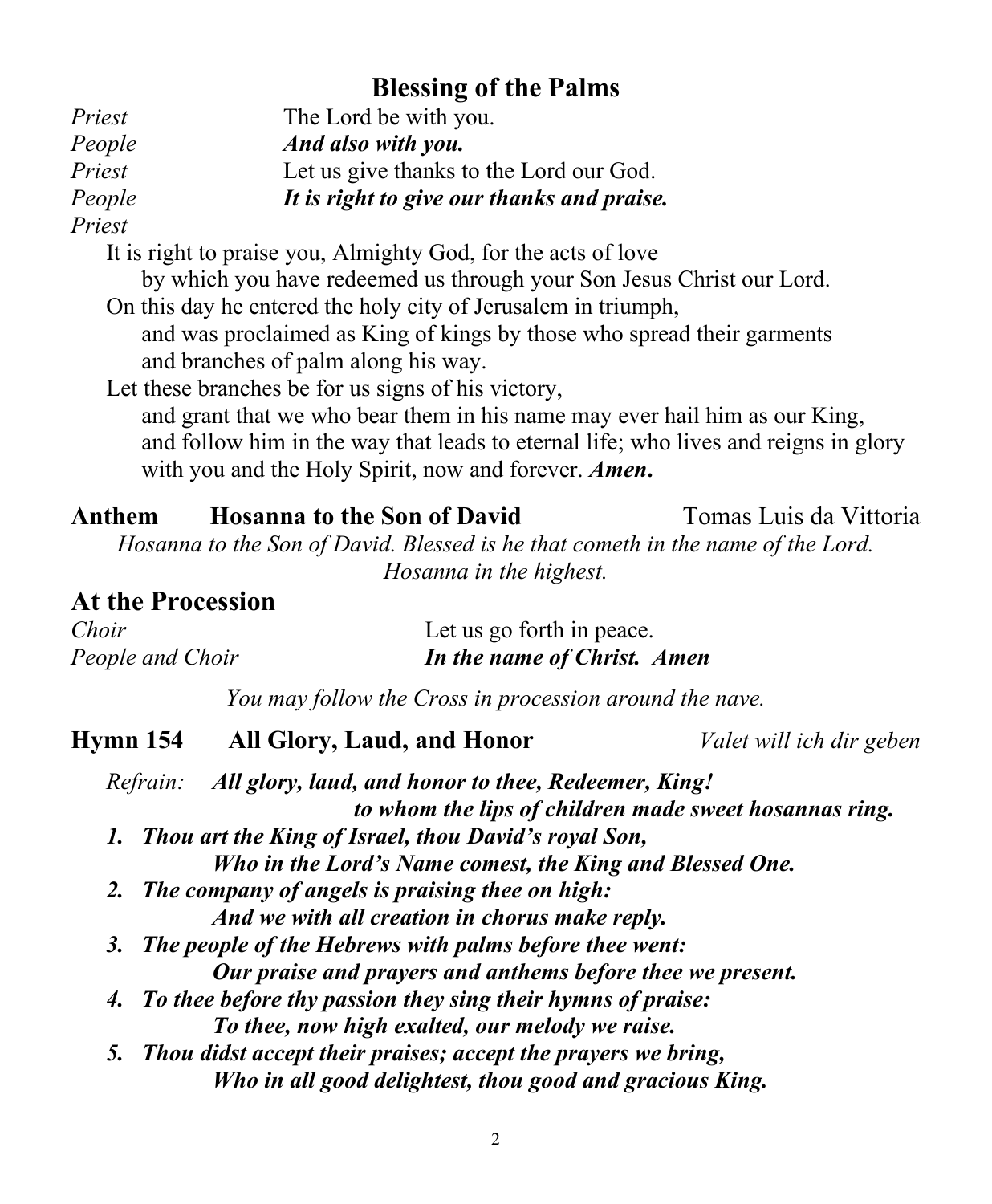## Blessing of the Palms

*Priest* The Lord be with you.
*People* ***And also with you.***
*Priest* Let us give thanks to the Lord our God.
*People* ***It is right to give our thanks and praise.***
*Priest*

It is right to praise you, Almighty God, for the acts of love
by which you have redeemed us through your Son Jesus Christ our Lord.
On this day he entered the holy city of Jerusalem in triumph,
and was proclaimed as King of kings by those who spread their garments
and branches of palm along his way.
Let these branches be for us signs of his victory,
and grant that we who bear them in his name may ever hail him as our King,
and follow him in the way that leads to eternal life; who lives and reigns in glory
with you and the Holy Spirit, now and forever. ***Amen*.**

**Anthem Hosanna to the Son of David** Tomas Luis da Vittoria

*Hosanna to the Son of David. Blessed is he that cometh in the name of the Lord.
Hosanna in the highest.*

## At the Procession

*Choir* Let us go forth in peace.
*People and Choir* ***In the name of Christ. Amen***

*You may follow the Cross in procession around the nave.*

**Hymn 154 All Glory, Laud, and Honor** *Valet will ich dir geben*

*Refrain:* ***All glory, laud, and honor to thee, Redeemer, King!
to whom the lips of children made sweet hosannas ring.***

1. ***Thou art the King of Israel, thou David's royal Son,
Who in the Lord's Name comest, the King and Blessed One.***
2. ***The company of angels is praising thee on high:
And we with all creation in chorus make reply.***
3. ***The people of the Hebrews with palms before thee went:
Our praise and prayers and anthems before thee we present.***
4. ***To thee before thy passion they sing their hymns of praise:
To thee, now high exalted, our melody we raise.***
5. ***Thou didst accept their praises; accept the prayers we bring,
Who in all good delightest, thou good and gracious King.***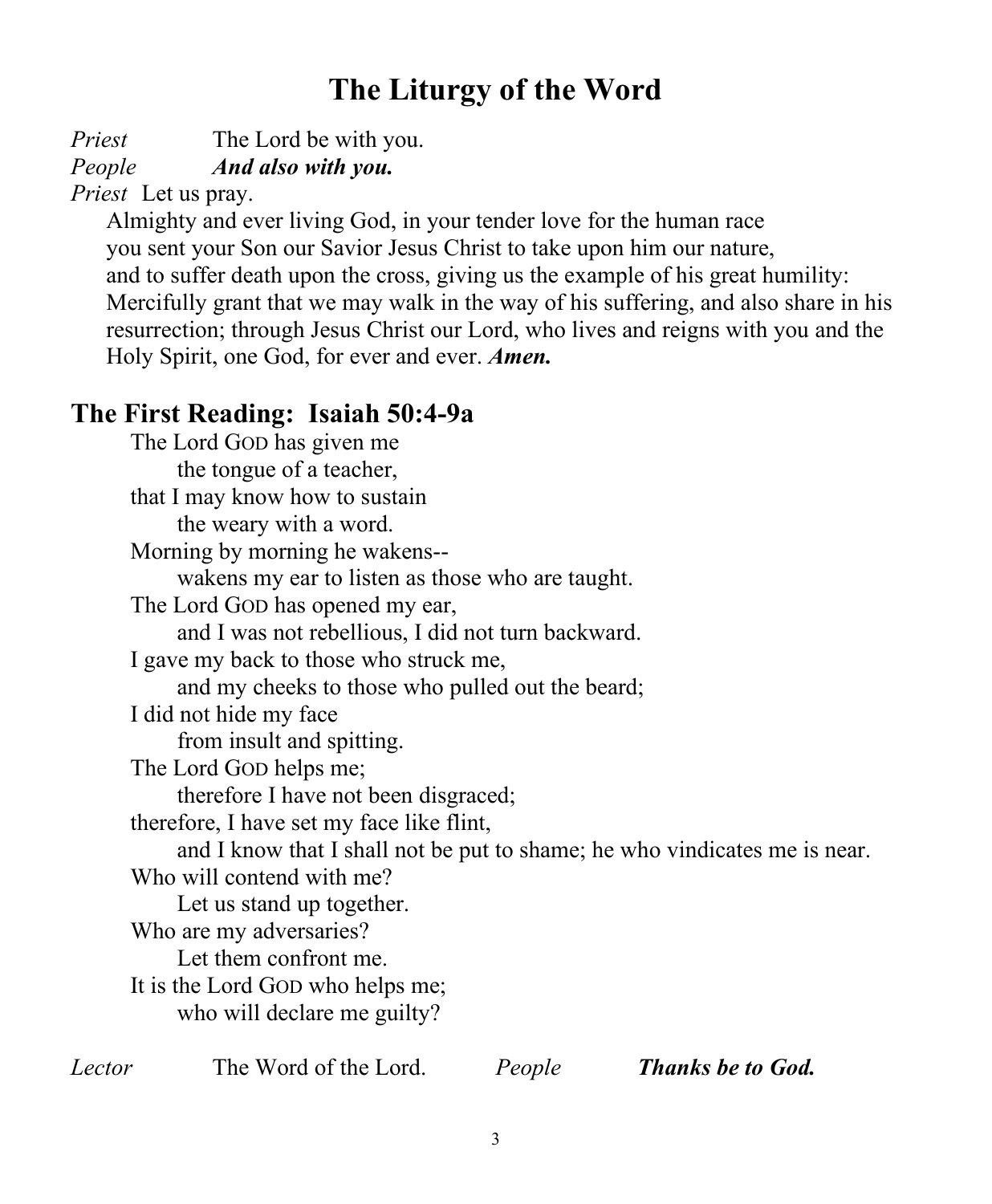# The Liturgy of the Word

*Priest* The Lord be with you.
*People* ***And also with you.***
*Priest* Let us pray.

Almighty and ever living God, in your tender love for the human race you sent your Son our Savior Jesus Christ to take upon him our nature, and to suffer death upon the cross, giving us the example of his great humility: Mercifully grant that we may walk in the way of his suffering, and also share in his resurrection; through Jesus Christ our Lord, who lives and reigns with you and the Holy Spirit, one God, for ever and ever. ***Amen.***

## The First Reading: Isaiah 50:4-9a

The Lord GOD has given me
the tongue of a teacher,
that I may know how to sustain
the weary with a word.
Morning by morning he wakens--
wakens my ear to listen as those who are taught.
The Lord GOD has opened my ear,
and I was not rebellious, I did not turn backward.
I gave my back to those who struck me,
and my cheeks to those who pulled out the beard;
I did not hide my face
from insult and spitting.
The Lord GOD helps me;
therefore I have not been disgraced;
therefore, I have set my face like flint,
and I know that I shall not be put to shame; he who vindicates me is near.
Who will contend with me?
Let us stand up together.
Who are my adversaries?
Let them confront me.
It is the Lord GOD who helps me;
who will declare me guilty?

*Lector* The Word of the Lord. *People* ***Thanks be to God.***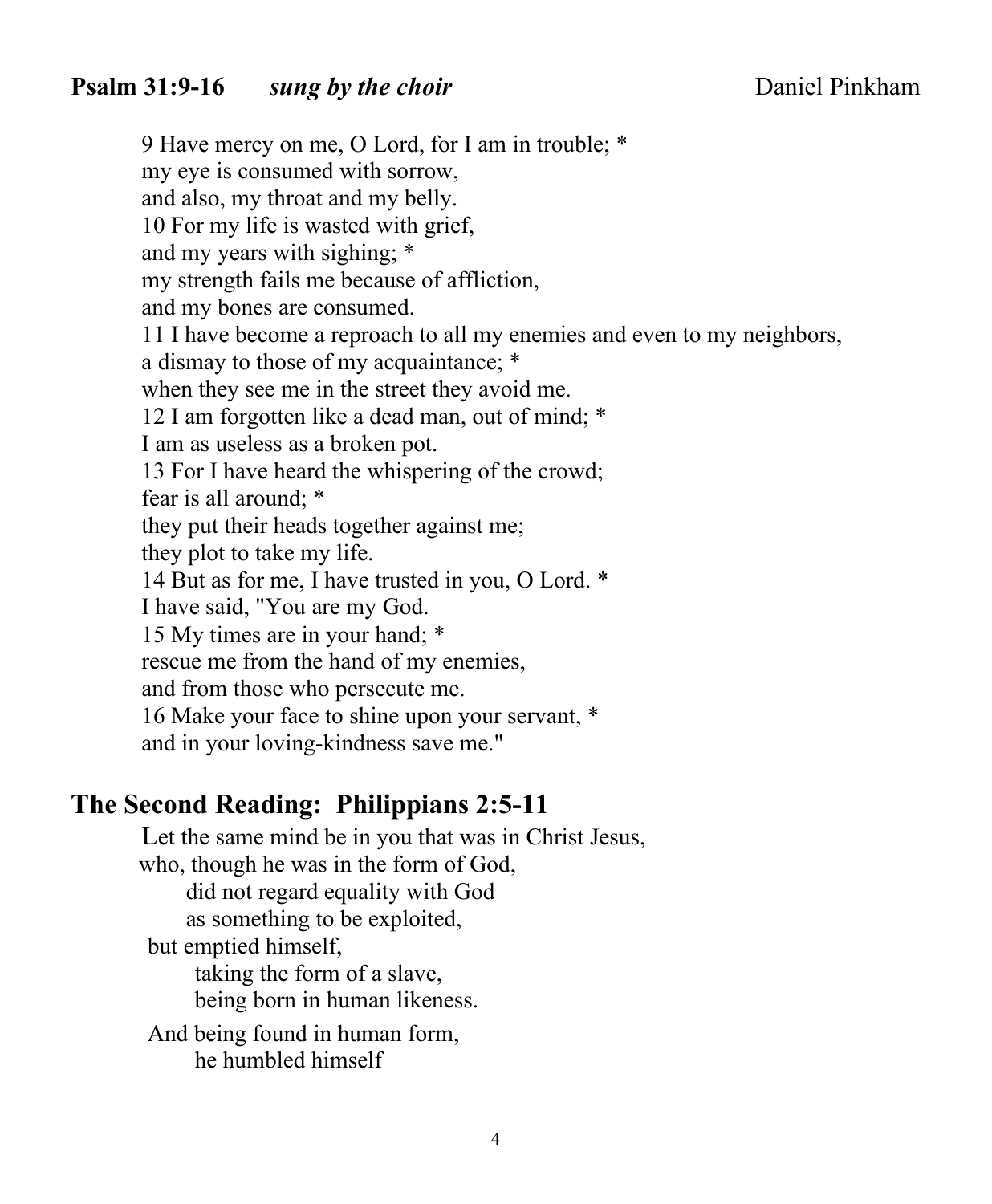**Psalm 31:9-16** ***sung by the choir*** Daniel Pinkham

9 Have mercy on me, O Lord, for I am in trouble; *
my eye is consumed with sorrow,
and also, my throat and my belly.
10 For my life is wasted with grief,
and my years with sighing; *
my strength fails me because of affliction,
and my bones are consumed.
11 I have become a reproach to all my enemies and even to my neighbors,
a dismay to those of my acquaintance; *
when they see me in the street they avoid me.
12 I am forgotten like a dead man, out of mind; *
I am as useless as a broken pot.
13 For I have heard the whispering of the crowd;
fear is all around; *
they put their heads together against me;
they plot to take my life.
14 But as for me, I have trusted in you, O Lord. *
I have said, "You are my God.
15 My times are in your hand; *
rescue me from the hand of my enemies,
and from those who persecute me.
16 Make your face to shine upon your servant, *
and in your loving-kindness save me."

## The Second Reading: Philippians 2:5-11

Let the same mind be in you that was in Christ Jesus,
who, though he was in the form of God,
did not regard equality with God
as something to be exploited,
but emptied himself,
taking the form of a slave,
being born in human likeness.
And being found in human form,
he humbled himself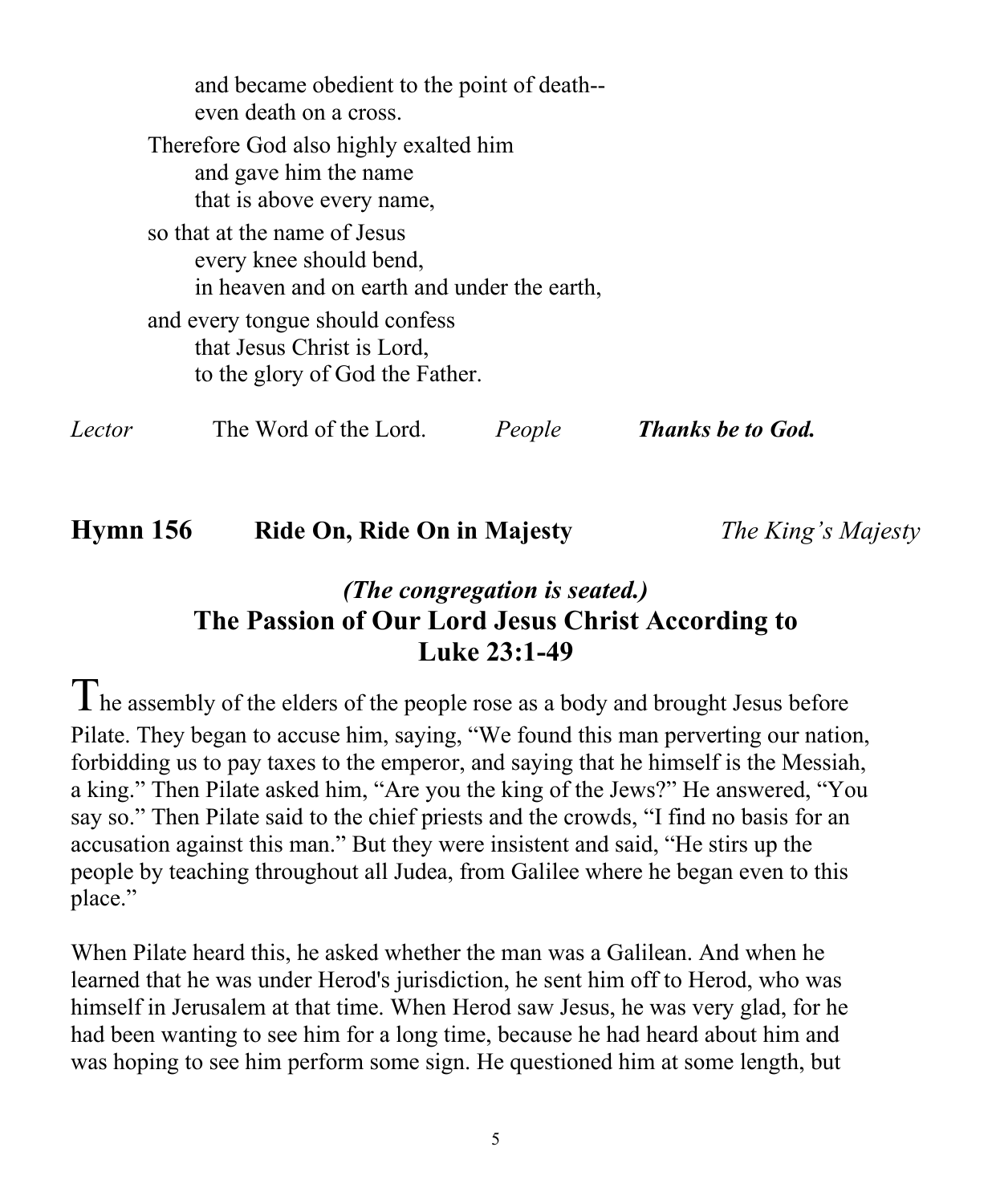and became obedient to the point of death--
even death on a cross.

Therefore God also highly exalted him
and gave him the name
that is above every name,

so that at the name of Jesus
every knee should bend,
in heaven and on earth and under the earth,

and every tongue should confess
that Jesus Christ is Lord,
to the glory of God the Father.

*Lector* The Word of the Lord. *People* ***Thanks be to God.***

**Hymn 156 Ride On, Ride On in Majesty** *The King's Majesty*

***(The congregation is seated.)***

## The Passion of Our Lord Jesus Christ According to Luke 23:1-49

The assembly of the elders of the people rose as a body and brought Jesus before Pilate. They began to accuse him, saying, "We found this man perverting our nation, forbidding us to pay taxes to the emperor, and saying that he himself is the Messiah, a king." Then Pilate asked him, "Are you the king of the Jews?" He answered, "You say so." Then Pilate said to the chief priests and the crowds, "I find no basis for an accusation against this man." But they were insistent and said, "He stirs up the people by teaching throughout all Judea, from Galilee where he began even to this place."

When Pilate heard this, he asked whether the man was a Galilean. And when he learned that he was under Herod's jurisdiction, he sent him off to Herod, who was himself in Jerusalem at that time. When Herod saw Jesus, he was very glad, for he had been wanting to see him for a long time, because he had heard about him and was hoping to see him perform some sign. He questioned him at some length, but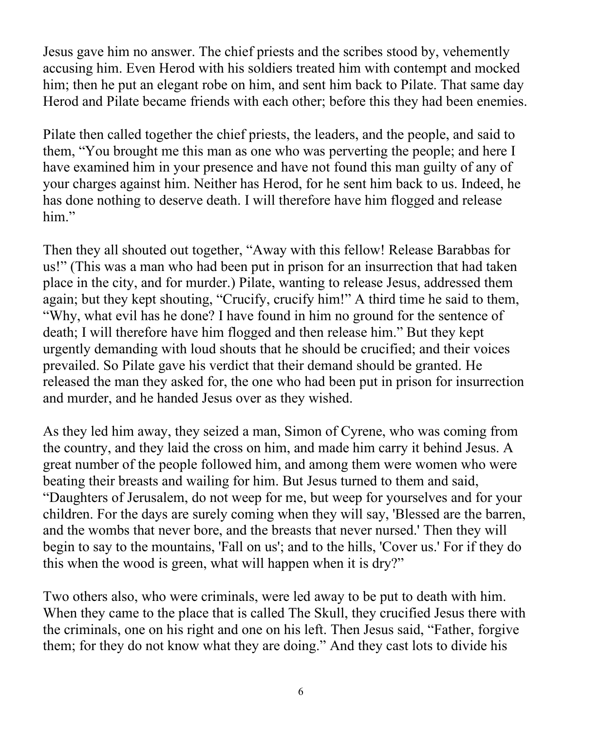Jesus gave him no answer. The chief priests and the scribes stood by, vehemently accusing him. Even Herod with his soldiers treated him with contempt and mocked him; then he put an elegant robe on him, and sent him back to Pilate. That same day Herod and Pilate became friends with each other; before this they had been enemies.

Pilate then called together the chief priests, the leaders, and the people, and said to them, "You brought me this man as one who was perverting the people; and here I have examined him in your presence and have not found this man guilty of any of your charges against him. Neither has Herod, for he sent him back to us. Indeed, he has done nothing to deserve death. I will therefore have him flogged and release him."

Then they all shouted out together, "Away with this fellow! Release Barabbas for us!" (This was a man who had been put in prison for an insurrection that had taken place in the city, and for murder.) Pilate, wanting to release Jesus, addressed them again; but they kept shouting, "Crucify, crucify him!" A third time he said to them, "Why, what evil has he done? I have found in him no ground for the sentence of death; I will therefore have him flogged and then release him." But they kept urgently demanding with loud shouts that he should be crucified; and their voices prevailed. So Pilate gave his verdict that their demand should be granted. He released the man they asked for, the one who had been put in prison for insurrection and murder, and he handed Jesus over as they wished.

As they led him away, they seized a man, Simon of Cyrene, who was coming from the country, and they laid the cross on him, and made him carry it behind Jesus. A great number of the people followed him, and among them were women who were beating their breasts and wailing for him. But Jesus turned to them and said, "Daughters of Jerusalem, do not weep for me, but weep for yourselves and for your children. For the days are surely coming when they will say, 'Blessed are the barren, and the wombs that never bore, and the breasts that never nursed.' Then they will begin to say to the mountains, 'Fall on us'; and to the hills, 'Cover us.' For if they do this when the wood is green, what will happen when it is dry?"

Two others also, who were criminals, were led away to be put to death with him. When they came to the place that is called The Skull, they crucified Jesus there with the criminals, one on his right and one on his left. Then Jesus said, "Father, forgive them; for they do not know what they are doing." And they cast lots to divide his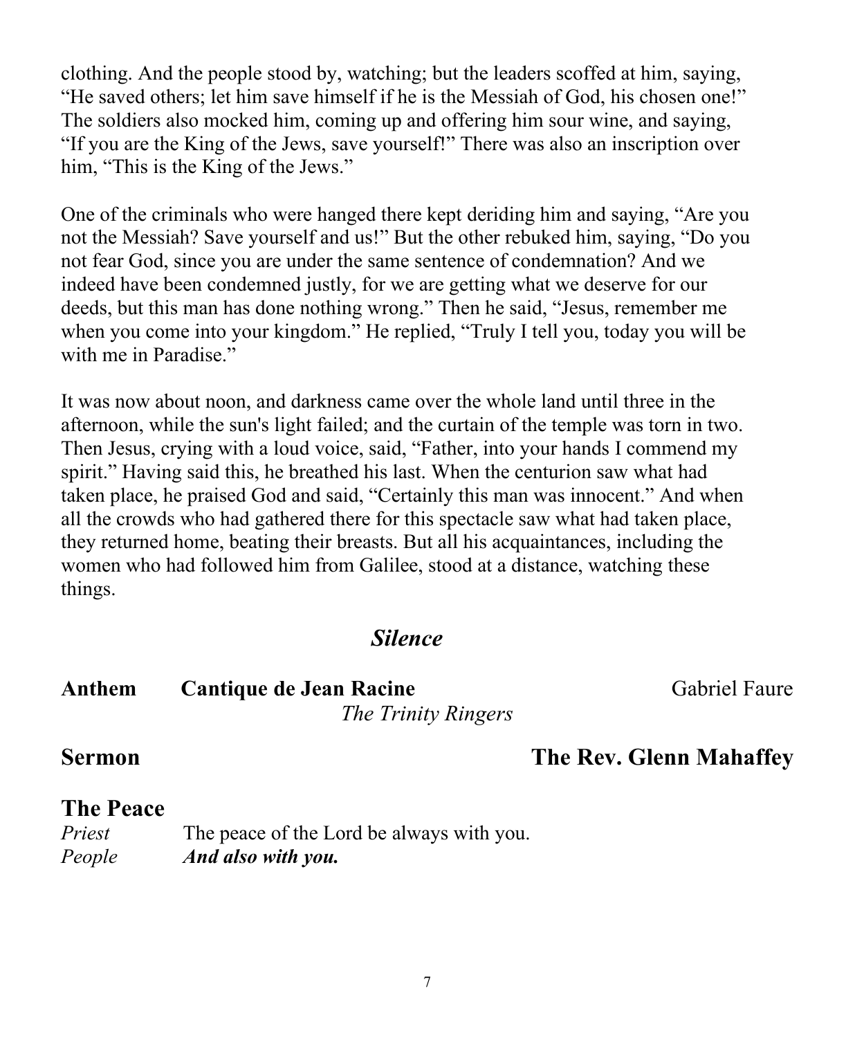clothing. And the people stood by, watching; but the leaders scoffed at him, saying, "He saved others; let him save himself if he is the Messiah of God, his chosen one!" The soldiers also mocked him, coming up and offering him sour wine, and saying, "If you are the King of the Jews, save yourself!" There was also an inscription over him, "This is the King of the Jews."

One of the criminals who were hanged there kept deriding him and saying, "Are you not the Messiah? Save yourself and us!" But the other rebuked him, saying, "Do you not fear God, since you are under the same sentence of condemnation? And we indeed have been condemned justly, for we are getting what we deserve for our deeds, but this man has done nothing wrong." Then he said, "Jesus, remember me when you come into your kingdom." He replied, "Truly I tell you, today you will be with me in Paradise."

It was now about noon, and darkness came over the whole land until three in the afternoon, while the sun's light failed; and the curtain of the temple was torn in two. Then Jesus, crying with a loud voice, said, "Father, into your hands I commend my spirit." Having said this, he breathed his last. When the centurion saw what had taken place, he praised God and said, "Certainly this man was innocent." And when all the crowds who had gathered there for this spectacle saw what had taken place, they returned home, beating their breasts. But all his acquaintances, including the women who had followed him from Galilee, stood at a distance, watching these things.

***Silence***

**Anthem** **Cantique de Jean Racine** Gabriel Faure
*The Trinity Ringers*

## Sermon The Rev. Glenn Mahaffey

## The Peace

*Priest* The peace of the Lord be always with you.
*People* ***And also with you.***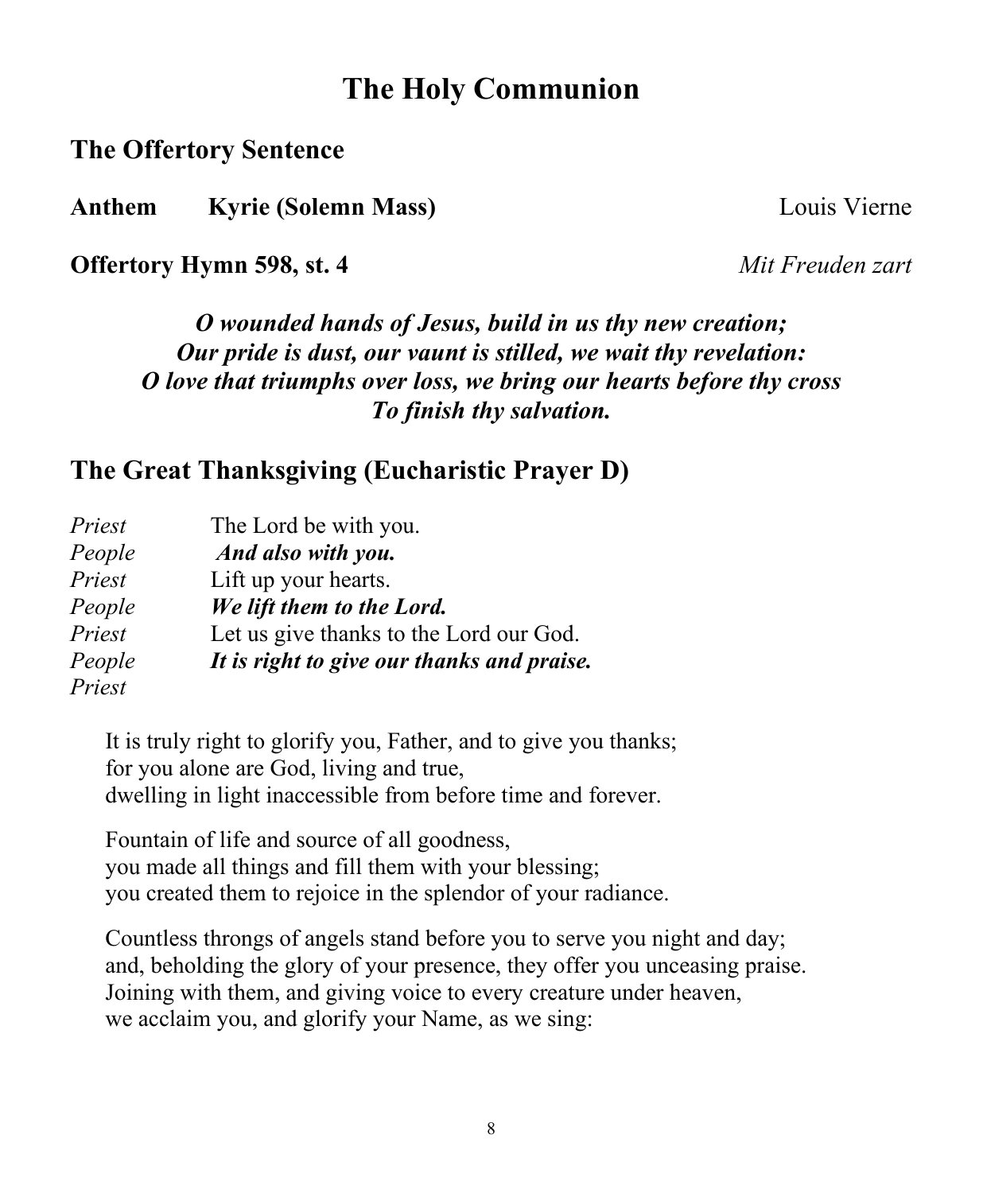# The Holy Communion

## The Offertory Sentence

**Anthem** **Kyrie (Solemn Mass)** Louis Vierne

**Offertory Hymn 598, st. 4** *Mit Freuden zart*

***O wounded hands of Jesus, build in us thy new creation;***
***Our pride is dust, our vaunt is stilled, we wait thy revelation:***
***O love that triumphs over loss, we bring our hearts before thy cross***
***To finish thy salvation.***

## The Great Thanksgiving (Eucharistic Prayer D)

*Priest* The Lord be with you.
*People* ***And also with you.***
*Priest* Lift up your hearts.
*People* ***We lift them to the Lord.***
*Priest* Let us give thanks to the Lord our God.
*People* ***It is right to give our thanks and praise.***
*Priest*

It is truly right to glorify you, Father, and to give you thanks;
for you alone are God, living and true,
dwelling in light inaccessible from before time and forever.

Fountain of life and source of all goodness,
you made all things and fill them with your blessing;
you created them to rejoice in the splendor of your radiance.

Countless throngs of angels stand before you to serve you night and day;
and, beholding the glory of your presence, they offer you unceasing praise.
Joining with them, and giving voice to every creature under heaven,
we acclaim you, and glorify your Name, as we sing: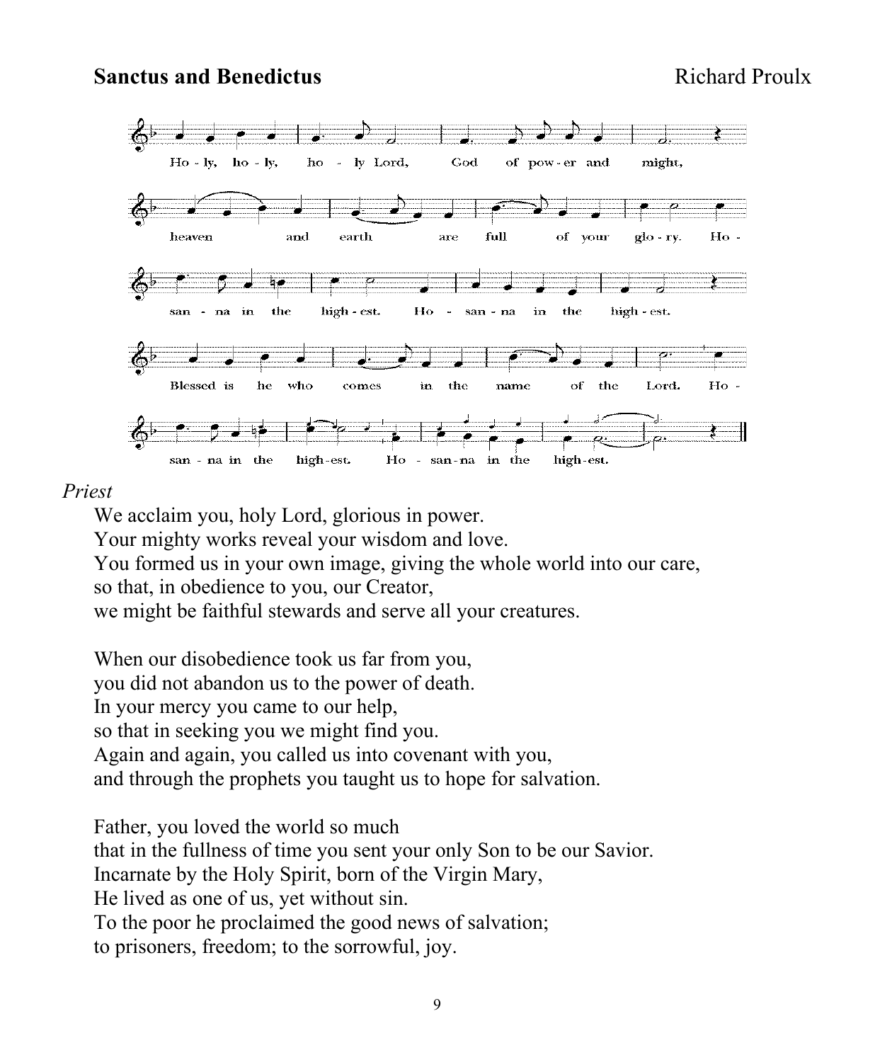**Sanctus and Benedictus** Richard Proulx

Ho - ly, ho - ly, ho - ly Lord, God of pow - er and might,
heaven and earth are full of your glo - ry. Ho -
san - na in the high - est. Ho - san - na in the high - est.
Blessed is he who comes in the name of the Lord. Ho -
san - na in the high-est. Ho - san-na in the high-est.

*Priest*

We acclaim you, holy Lord, glorious in power.
Your mighty works reveal your wisdom and love.
You formed us in your own image, giving the whole world into our care,
so that, in obedience to you, our Creator,
we might be faithful stewards and serve all your creatures.

When our disobedience took us far from you,
you did not abandon us to the power of death.
In your mercy you came to our help,
so that in seeking you we might find you.
Again and again, you called us into covenant with you,
and through the prophets you taught us to hope for salvation.

Father, you loved the world so much
that in the fullness of time you sent your only Son to be our Savior.
Incarnate by the Holy Spirit, born of the Virgin Mary,
He lived as one of us, yet without sin.
To the poor he proclaimed the good news of salvation;
to prisoners, freedom; to the sorrowful, joy.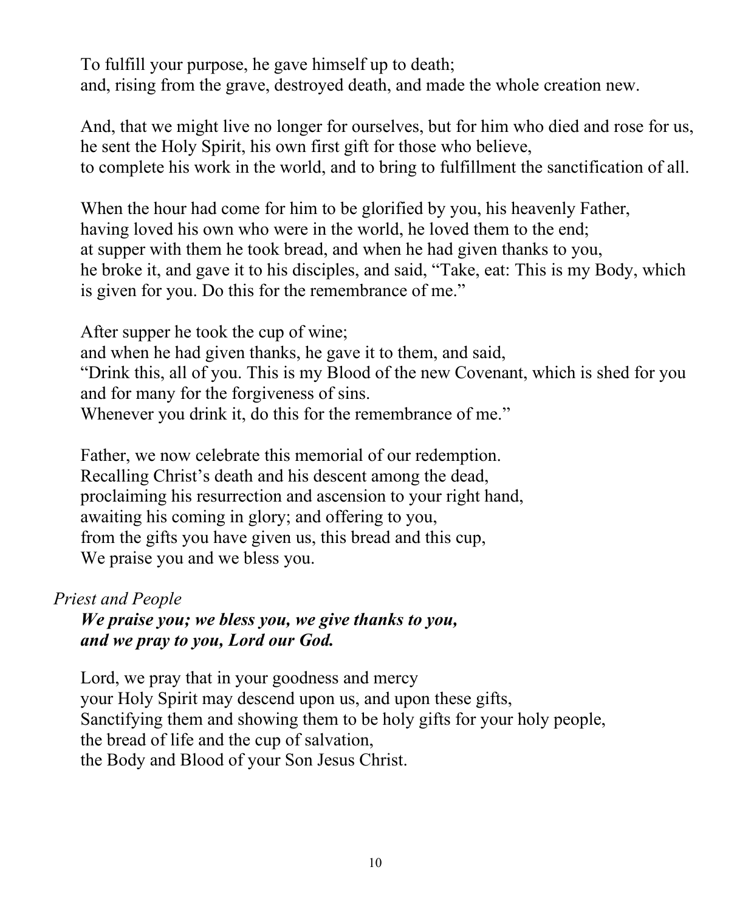To fulfill your purpose, he gave himself up to death;
and, rising from the grave, destroyed death, and made the whole creation new.

And, that we might live no longer for ourselves, but for him who died and rose for us,
he sent the Holy Spirit, his own first gift for those who believe,
to complete his work in the world, and to bring to fulfillment the sanctification of all.

When the hour had come for him to be glorified by you, his heavenly Father,
having loved his own who were in the world, he loved them to the end;
at supper with them he took bread, and when he had given thanks to you,
he broke it, and gave it to his disciples, and said, "Take, eat: This is my Body, which is given for you. Do this for the remembrance of me."

After supper he took the cup of wine;
and when he had given thanks, he gave it to them, and said,
"Drink this, all of you. This is my Blood of the new Covenant, which is shed for you and for many for the forgiveness of sins.
Whenever you drink it, do this for the remembrance of me."

Father, we now celebrate this memorial of our redemption.
Recalling Christ's death and his descent among the dead,
proclaiming his resurrection and ascension to your right hand,
awaiting his coming in glory; and offering to you,
from the gifts you have given us, this bread and this cup,
We praise you and we bless you.

*Priest and People*

***We praise you; we bless you, we give thanks to you,***
***and we pray to you, Lord our God.***

Lord, we pray that in your goodness and mercy
your Holy Spirit may descend upon us, and upon these gifts,
Sanctifying them and showing them to be holy gifts for your holy people,
the bread of life and the cup of salvation,
the Body and Blood of your Son Jesus Christ.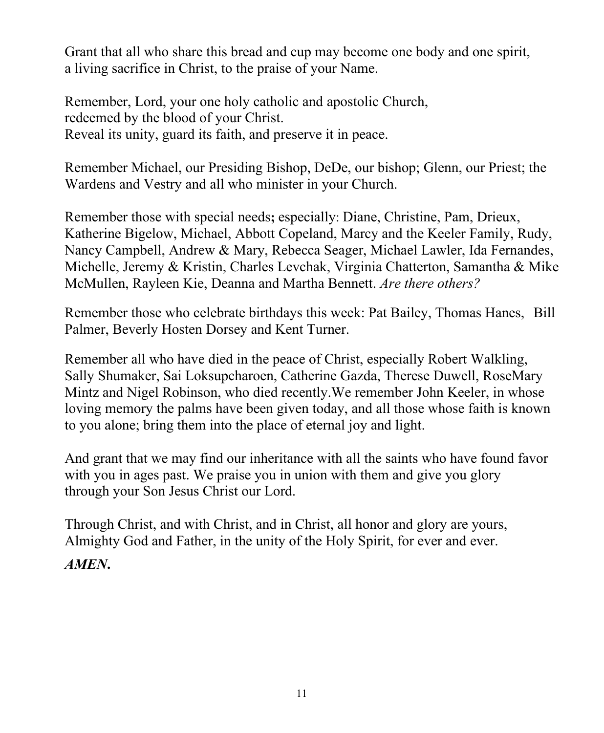Grant that all who share this bread and cup may become one body and one spirit,
a living sacrifice in Christ, to the praise of your Name.

Remember, Lord, your one holy catholic and apostolic Church,
redeemed by the blood of your Christ.
Reveal its unity, guard its faith, and preserve it in peace.

Remember Michael, our Presiding Bishop, DeDe, our bishop; Glenn, our Priest; the Wardens and Vestry and all who minister in your Church.

Remember those with special needs**;** especially: Diane, Christine, Pam, Drieux, Katherine Bigelow, Michael, Abbott Copeland, Marcy and the Keeler Family, Rudy, Nancy Campbell, Andrew & Mary, Rebecca Seager, Michael Lawler, Ida Fernandes, Michelle, Jeremy & Kristin, Charles Levchak, Virginia Chatterton, Samantha & Mike McMullen, Rayleen Kie, Deanna and Martha Bennett. *Are there others?*

Remember those who celebrate birthdays this week: Pat Bailey, Thomas Hanes, Bill Palmer, Beverly Hosten Dorsey and Kent Turner.

Remember all who have died in the peace of Christ, especially Robert Walkling, Sally Shumaker, Sai Loksupcharoen, Catherine Gazda, Therese Duwell, RoseMary Mintz and Nigel Robinson, who died recently.We remember John Keeler, in whose loving memory the palms have been given today, and all those whose faith is known to you alone; bring them into the place of eternal joy and light.

And grant that we may find our inheritance with all the saints who have found favor with you in ages past. We praise you in union with them and give you glory through your Son Jesus Christ our Lord.

Through Christ, and with Christ, and in Christ, all honor and glory are yours, Almighty God and Father, in the unity of the Holy Spirit, for ever and ever.

***AMEN.***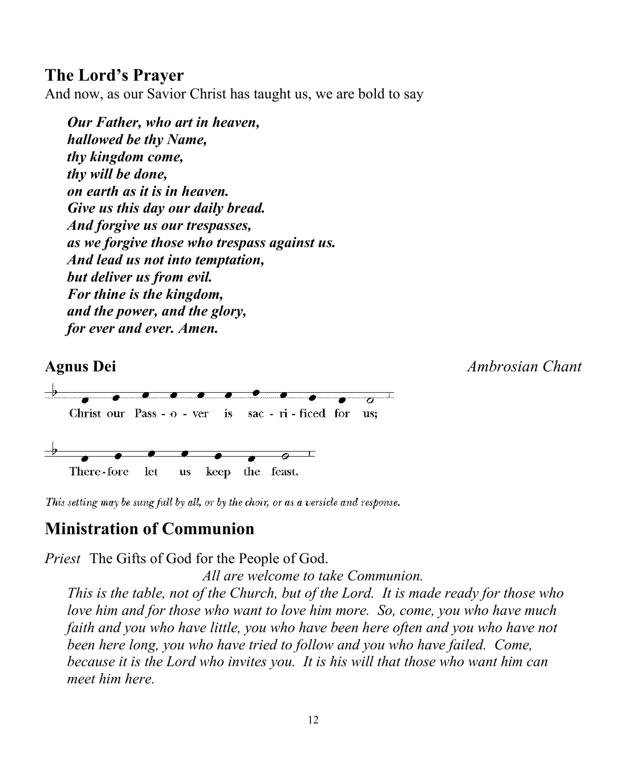## The Lord's Prayer

And now, as our Savior Christ has taught us, we are bold to say

***Our Father, who art in heaven,***
***hallowed be thy Name,***
***thy kingdom come,***
***thy will be done,***
***on earth as it is in heaven.***
***Give us this day our daily bread.***
***And forgive us our trespasses,***
***as we forgive those who trespass against us.***
***And lead us not into temptation,***
***but deliver us from evil.***
***For thine is the kingdom,***
***and the power, and the glory,***
***for ever and ever. Amen.***

## Agnus Dei *Ambrosian Chant*

Christ our Pass - o - ver is sac - ri - ficed for us;

There - fore let us keep the feast.

*This setting may be sung full by all, or by the choir, or as a versicle and response.*

## Ministration of Communion

*Priest* The Gifts of God for the People of God.

*All are welcome to take Communion.*

*This is the table, not of the Church, but of the Lord. It is made ready for those who love him and for those who want to love him more. So, come, you who have much faith and you who have little, you who have been here often and you who have not been here long, you who have tried to follow and you who have failed. Come, because it is the Lord who invites you. It is his will that those who want him can meet him here.*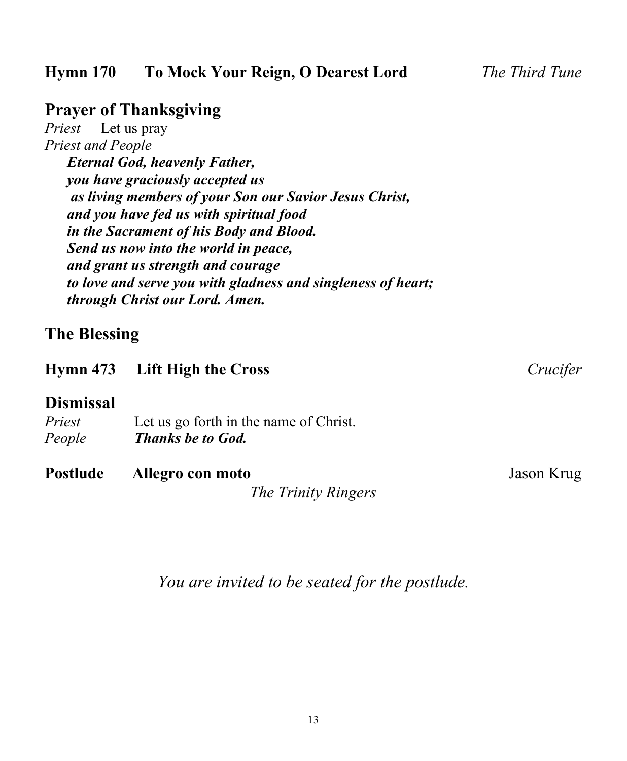**Hymn 170 To Mock Your Reign, O Dearest Lord** *The Third Tune*

## Prayer of Thanksgiving

*Priest* Let us pray

*Priest and People*

***Eternal God, heavenly Father,***
***you have graciously accepted us***
***as living members of your Son our Savior Jesus Christ,***
***and you have fed us with spiritual food***
***in the Sacrament of his Body and Blood.***
***Send us now into the world in peace,***
***and grant us strength and courage***
***to love and serve you with gladness and singleness of heart;***
***through Christ our Lord. Amen.***

## The Blessing

**Hymn 473 Lift High the Cross** *Crucifer*

## Dismissal

*Priest* Let us go forth in the name of Christ.
*People* ***Thanks be to God.***

**Postlude Allegro con moto** Jason Krug
*The Trinity Ringers*

*You are invited to be seated for the postlude.*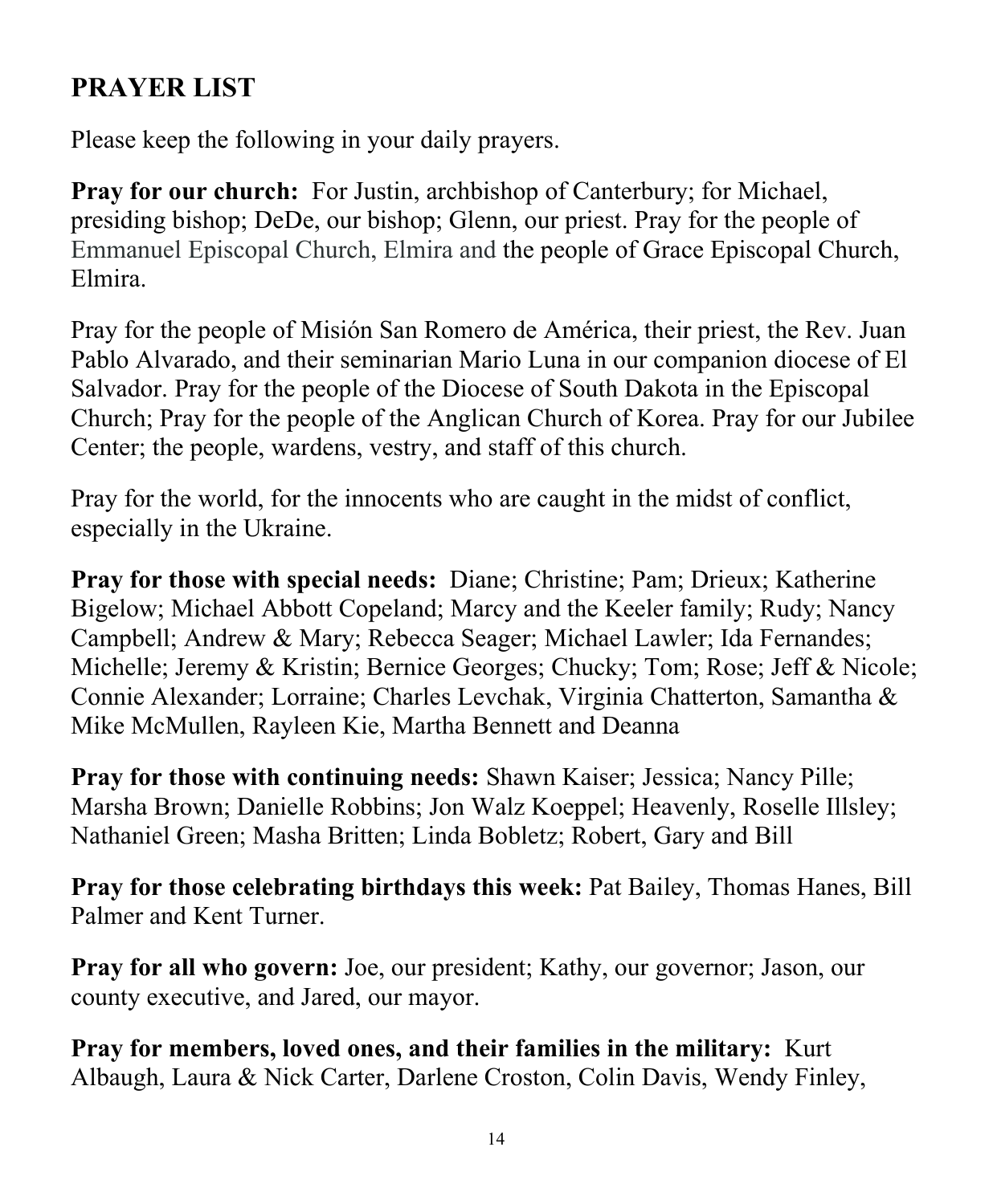## PRAYER LIST

Please keep the following in your daily prayers.

**Pray for our church:** For Justin, archbishop of Canterbury; for Michael, presiding bishop; DeDe, our bishop; Glenn, our priest. Pray for the people of Emmanuel Episcopal Church, Elmira and the people of Grace Episcopal Church, Elmira.

Pray for the people of Misión San Romero de América, their priest, the Rev. Juan Pablo Alvarado, and their seminarian Mario Luna in our companion diocese of El Salvador. Pray for the people of the Diocese of South Dakota in the Episcopal Church; Pray for the people of the Anglican Church of Korea. Pray for our Jubilee Center; the people, wardens, vestry, and staff of this church.

Pray for the world, for the innocents who are caught in the midst of conflict, especially in the Ukraine.

**Pray for those with special needs:** Diane; Christine; Pam; Drieux; Katherine Bigelow; Michael Abbott Copeland; Marcy and the Keeler family; Rudy; Nancy Campbell; Andrew & Mary; Rebecca Seager; Michael Lawler; Ida Fernandes; Michelle; Jeremy & Kristin; Bernice Georges; Chucky; Tom; Rose; Jeff & Nicole; Connie Alexander; Lorraine; Charles Levchak, Virginia Chatterton, Samantha & Mike McMullen, Rayleen Kie, Martha Bennett and Deanna

**Pray for those with continuing needs:** Shawn Kaiser; Jessica; Nancy Pille; Marsha Brown; Danielle Robbins; Jon Walz Koeppel; Heavenly, Roselle Illsley; Nathaniel Green; Masha Britten; Linda Bobletz; Robert, Gary and Bill

**Pray for those celebrating birthdays this week:** Pat Bailey, Thomas Hanes, Bill Palmer and Kent Turner.

**Pray for all who govern:** Joe, our president; Kathy, our governor; Jason, our county executive, and Jared, our mayor.

**Pray for members, loved ones, and their families in the military:** Kurt Albaugh, Laura & Nick Carter, Darlene Croston, Colin Davis, Wendy Finley,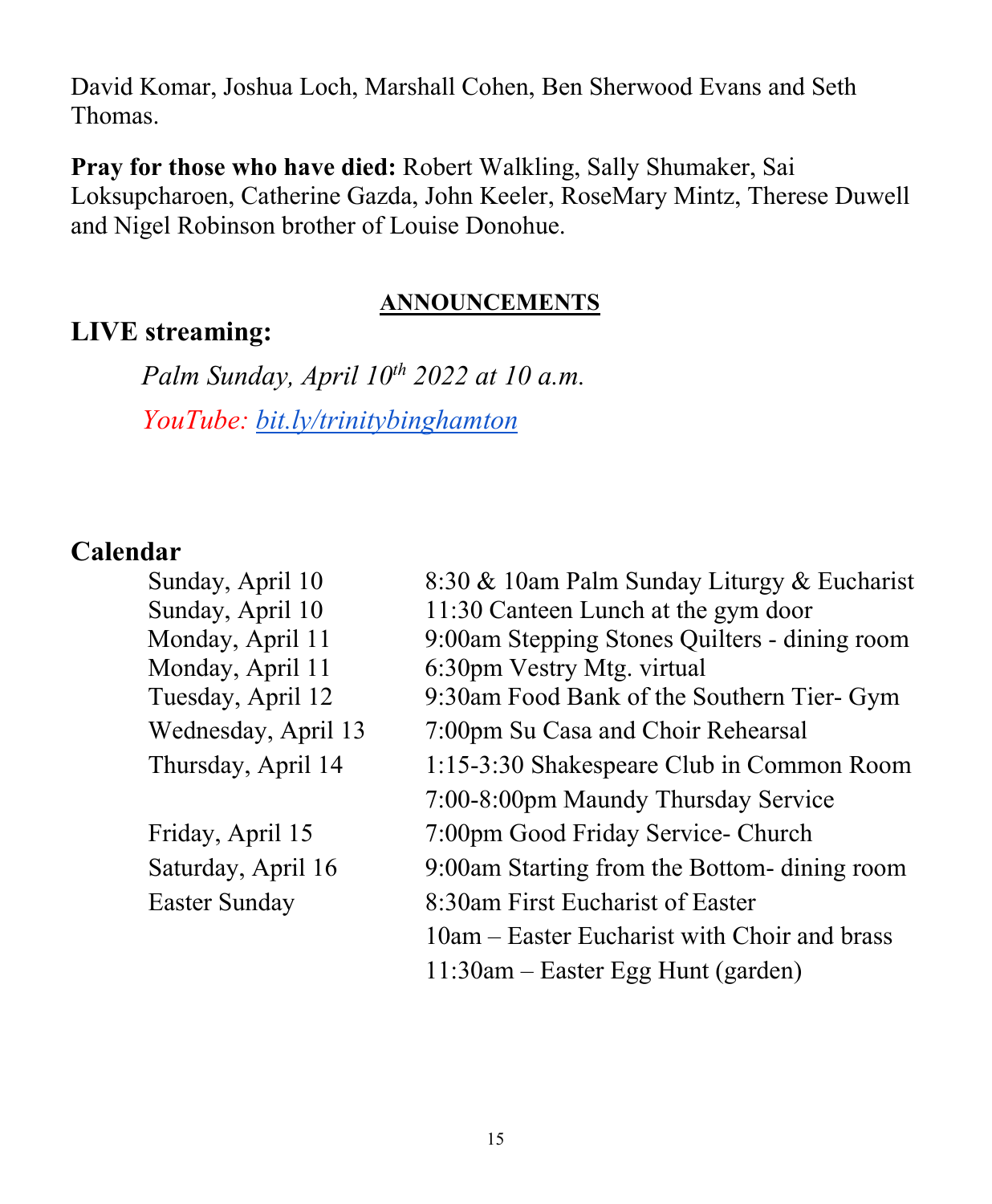David Komar, Joshua Loch, Marshall Cohen, Ben Sherwood Evans and Seth Thomas.

**Pray for those who have died:** Robert Walkling, Sally Shumaker, Sai Loksupcharoen, Catherine Gazda, John Keeler, RoseMary Mintz, Therese Duwell and Nigel Robinson brother of Louise Donohue.

## ANNOUNCEMENTS

## LIVE streaming:

*Palm Sunday, April 10th 2022 at 10 a.m.*

*YouTube: bit.ly/trinitybinghamton*

## Calendar

| | |
|---|---|
| Sunday, April 10 | 8:30 & 10am Palm Sunday Liturgy & Eucharist |
| Sunday, April 10 | 11:30 Canteen Lunch at the gym door |
| Monday, April 11 | 9:00am Stepping Stones Quilters - dining room |
| Monday, April 11 | 6:30pm Vestry Mtg. virtual |
| Tuesday, April 12 | 9:30am Food Bank of the Southern Tier- Gym |
| Wednesday, April 13 | 7:00pm Su Casa and Choir Rehearsal |
| Thursday, April 14 | 1:15-3:30 Shakespeare Club in Common Room |
| | 7:00-8:00pm Maundy Thursday Service |
| Friday, April 15 | 7:00pm Good Friday Service- Church |
| Saturday, April 16 | 9:00am Starting from the Bottom- dining room |
| Easter Sunday | 8:30am First Eucharist of Easter |
| | 10am – Easter Eucharist with Choir and brass |
| | 11:30am – Easter Egg Hunt (garden) |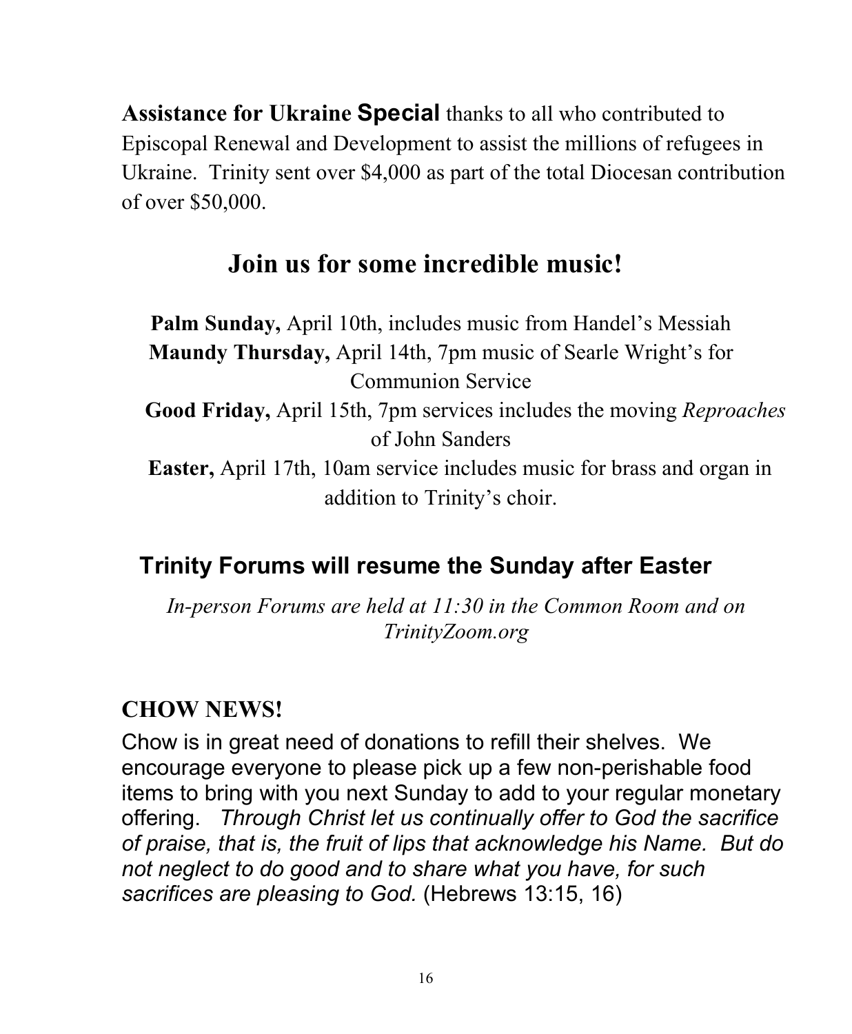**Assistance for Ukraine** **Special** thanks to all who contributed to Episcopal Renewal and Development to assist the millions of refugees in Ukraine. Trinity sent over $4,000 as part of the total Diocesan contribution of over $50,000.

## Join us for some incredible music!

**Palm Sunday,** April 10th, includes music from Handel's Messiah

**Maundy Thursday,** April 14th, 7pm music of Searle Wright's for Communion Service

**Good Friday,** April 15th, 7pm services includes the moving *Reproaches* of John Sanders

**Easter,** April 17th, 10am service includes music for brass and organ in addition to Trinity's choir.

## Trinity Forums will resume the Sunday after Easter

*In-person Forums are held at 11:30 in the Common Room and on TrinityZoom.org*

## CHOW NEWS!

Chow is in great need of donations to refill their shelves. We encourage everyone to please pick up a few non-perishable food items to bring with you next Sunday to add to your regular monetary offering. *Through Christ let us continually offer to God the sacrifice of praise, that is, the fruit of lips that acknowledge his Name. But do not neglect to do good and to share what you have, for such sacrifices are pleasing to God.* (Hebrews 13:15, 16)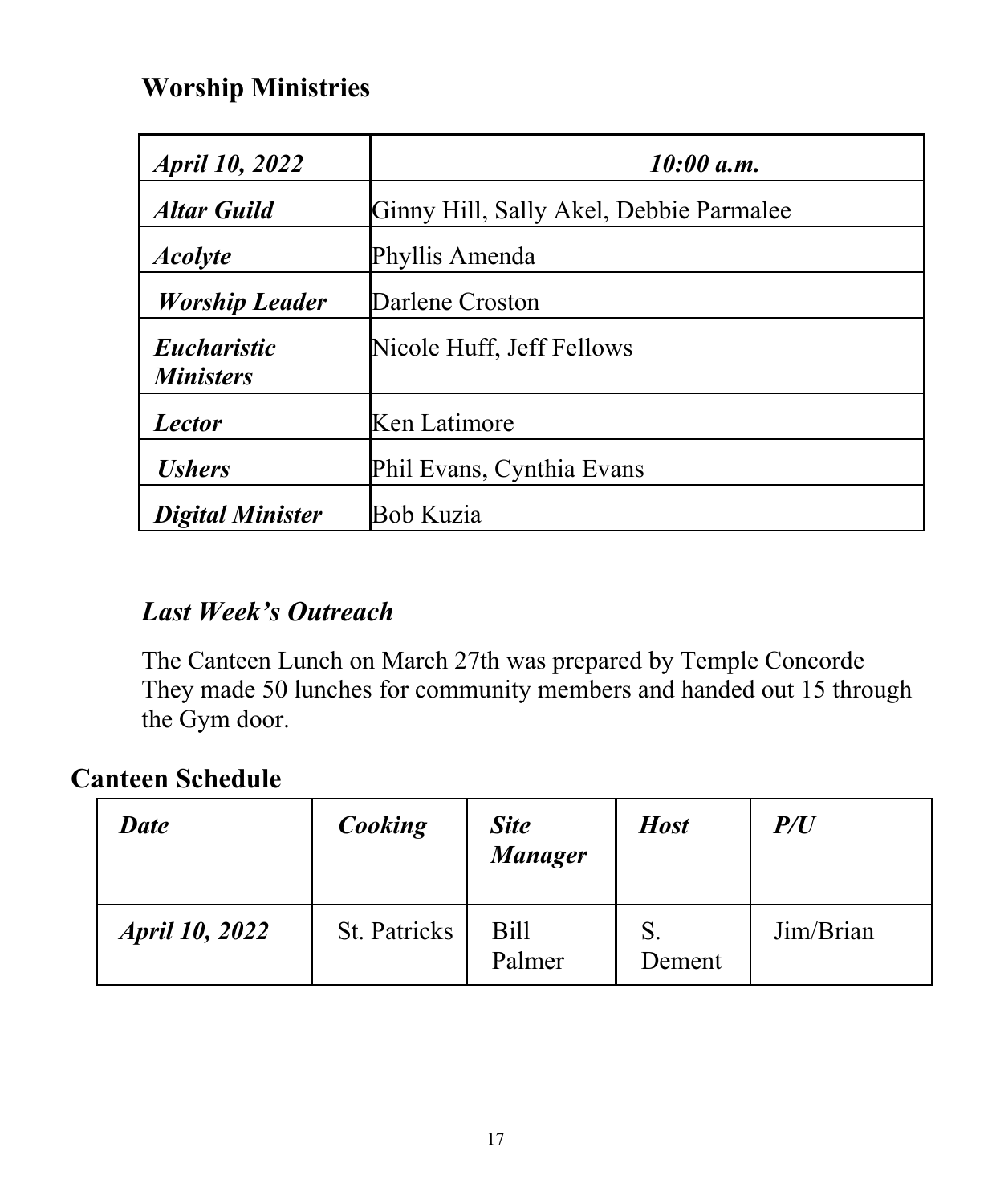## Worship Ministries

| ***April 10, 2022*** | ***10:00 a.m.*** |
|---|---|
| ***Altar Guild*** | Ginny Hill, Sally Akel, Debbie Parmalee |
| ***Acolyte*** | Phyllis Amenda |
| ***Worship Leader*** | Darlene Croston |
| ***Eucharistic Ministers*** | Nicole Huff, Jeff Fellows |
| ***Lector*** | Ken Latimore |
| ***Ushers*** | Phil Evans, Cynthia Evans |
| ***Digital Minister*** | Bob Kuzia |

### *Last Week's Outreach*

The Canteen Lunch on March 27th was prepared by Temple Concorde They made 50 lunches for community members and handed out 15 through the Gym door.

## Canteen Schedule

| ***Date*** | ***Cooking*** | ***Site Manager*** | ***Host*** | ***P/U*** |
|---|---|---|---|---|
| ***April 10, 2022*** | St. Patricks | Bill Palmer | S. Dement | Jim/Brian |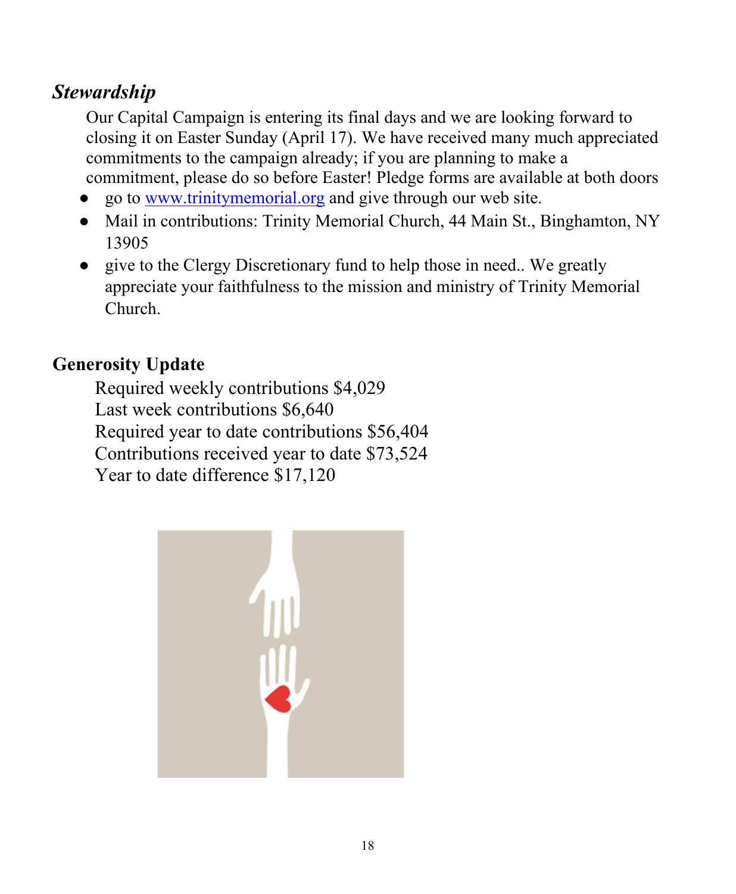## *Stewardship*

Our Capital Campaign is entering its final days and we are looking forward to closing it on Easter Sunday (April 17). We have received many much appreciated commitments to the campaign already; if you are planning to make a commitment, please do so before Easter! Pledge forms are available at both doors

- go to www.trinitymemorial.org and give through our web site.
- Mail in contributions: Trinity Memorial Church, 44 Main St., Binghamton, NY 13905
- give to the Clergy Discretionary fund to help those in need.. We greatly appreciate your faithfulness to the mission and ministry of Trinity Memorial Church.

## **Generosity Update**

Required weekly contributions $4,029
Last week contributions $6,640
Required year to date contributions $56,404
Contributions received year to date $73,524
Year to date difference $17,120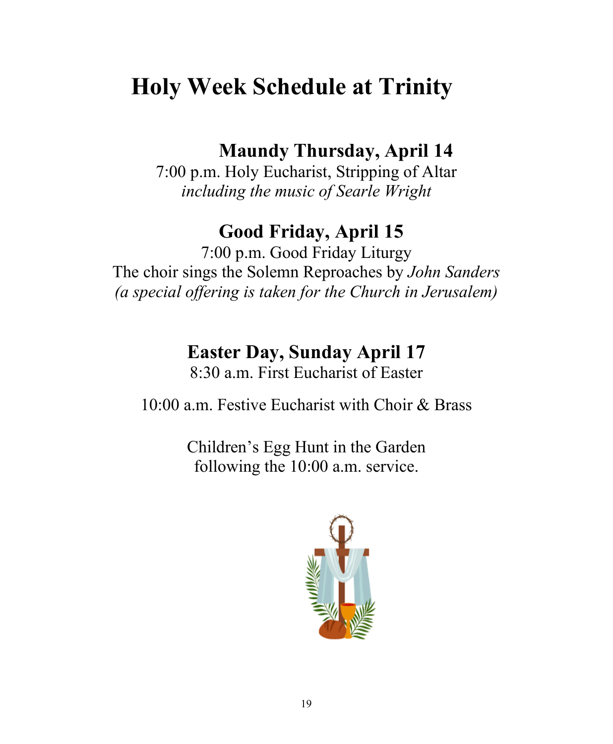# Holy Week Schedule at Trinity

## Maundy Thursday, April 14

7:00 p.m. Holy Eucharist, Stripping of Altar
*including the music of Searle Wright*

## Good Friday, April 15

7:00 p.m. Good Friday Liturgy
The choir sings the Solemn Reproaches by *John Sanders*
*(a special offering is taken for the Church in Jerusalem)*

## Easter Day, Sunday April 17

8:30 a.m. First Eucharist of Easter

10:00 a.m. Festive Eucharist with Choir & Brass

Children's Egg Hunt in the Garden
following the 10:00 a.m. service.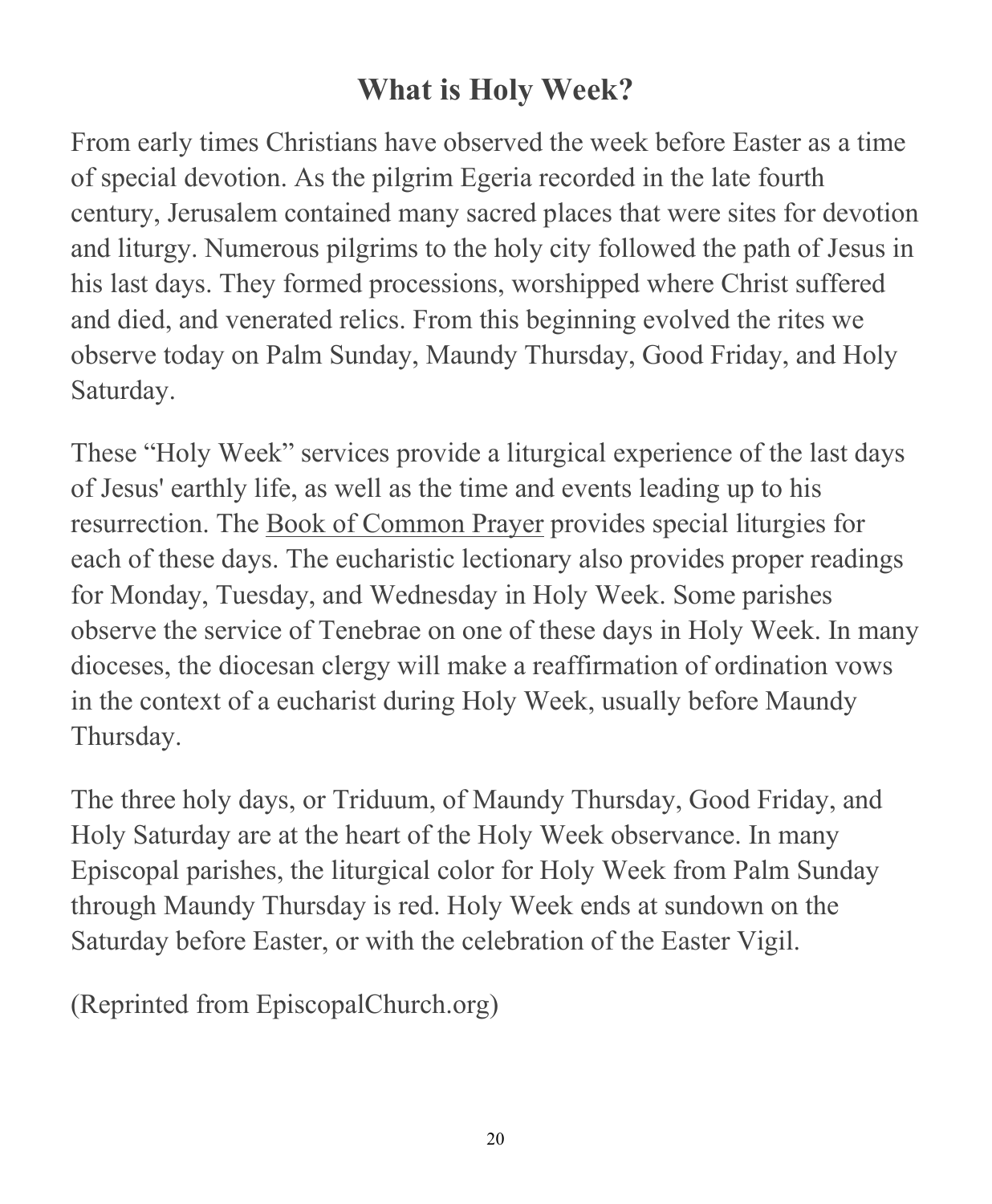# What is Holy Week?

From early times Christians have observed the week before Easter as a time of special devotion. As the pilgrim Egeria recorded in the late fourth century, Jerusalem contained many sacred places that were sites for devotion and liturgy. Numerous pilgrims to the holy city followed the path of Jesus in his last days. They formed processions, worshipped where Christ suffered and died, and venerated relics. From this beginning evolved the rites we observe today on Palm Sunday, Maundy Thursday, Good Friday, and Holy Saturday.

These "Holy Week" services provide a liturgical experience of the last days of Jesus' earthly life, as well as the time and events leading up to his resurrection. The Book of Common Prayer provides special liturgies for each of these days. The eucharistic lectionary also provides proper readings for Monday, Tuesday, and Wednesday in Holy Week. Some parishes observe the service of Tenebrae on one of these days in Holy Week. In many dioceses, the diocesan clergy will make a reaffirmation of ordination vows in the context of a eucharist during Holy Week, usually before Maundy Thursday.

The three holy days, or Triduum, of Maundy Thursday, Good Friday, and Holy Saturday are at the heart of the Holy Week observance. In many Episcopal parishes, the liturgical color for Holy Week from Palm Sunday through Maundy Thursday is red. Holy Week ends at sundown on the Saturday before Easter, or with the celebration of the Easter Vigil.

(Reprinted from EpiscopalChurch.org)